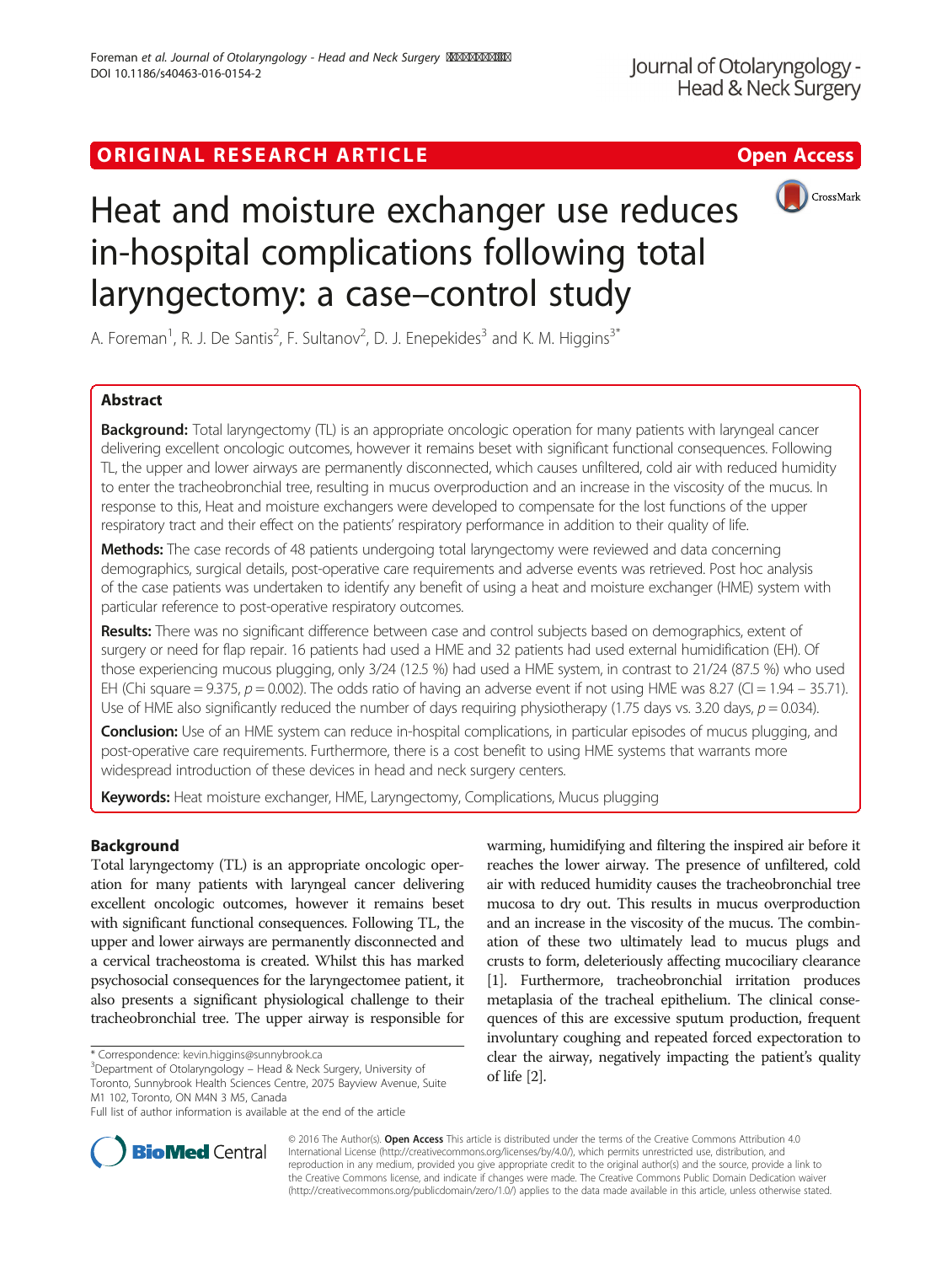ORIGINAL RESEARCH ARTICLE

Open Access

# Heat and moisture exchanger use reduces in-hospital complications following total laryngectomy: a case–control study

A. Foreman[1], R. J. De Santis[2], F. Sultanov[2], D. J. Enepekides[3] and K. M. Higgins[3*]

## Abstract

**Background:** Total laryngectomy (TL) is an appropriate oncologic operation for many patients with laryngeal cancer delivering excellent oncologic outcomes, however it remains beset with significant functional consequences. Following TL, the upper and lower airways are permanently disconnected, which causes unfiltered, cold air with reduced humidity to enter the tracheobronchial tree, resulting in mucus overproduction and an increase in the viscosity of the mucus. In response to this, Heat and moisture exchangers were developed to compensate for the lost functions of the upper respiratory tract and their effect on the patients' respiratory performance in addition to their quality of life.

**Methods:** The case records of 48 patients undergoing total laryngectomy were reviewed and data concerning demographics, surgical details, post-operative care requirements and adverse events was retrieved. Post hoc analysis of the case patients was undertaken to identify any benefit of using a heat and moisture exchanger (HME) system with particular reference to post-operative respiratory outcomes.

**Results:** There was no significant difference between case and control subjects based on demographics, extent of surgery or need for flap repair. 16 patients had used a HME and 32 patients had used external humidification (EH). Of those experiencing mucous plugging, only 3/24 (12.5 %) had used a HME system, in contrast to 21/24 (87.5 %) who used EH (Chi square = 9.375, $p = 0.002$). The odds ratio of having an adverse event if not using HME was 8.27 (CI = 1.94 – 35.71). Use of HME also significantly reduced the number of days requiring physiotherapy (1.75 days vs. 3.20 days, $p = 0.034$).

**Conclusion:** Use of an HME system can reduce in-hospital complications, in particular episodes of mucus plugging, and post-operative care requirements. Furthermore, there is a cost benefit to using HME systems that warrants more widespread introduction of these devices in head and neck surgery centers.

**Keywords:** Heat moisture exchanger, HME, Laryngectomy, Complications, Mucus plugging

## Background

Total laryngectomy (TL) is an appropriate oncologic operation for many patients with laryngeal cancer delivering excellent oncologic outcomes, however it remains beset with significant functional consequences. Following TL, the upper and lower airways are permanently disconnected and a cervical tracheostoma is created. Whilst this has marked psychosocial consequences for the laryngectomee patient, it also presents a significant physiological challenge to their tracheobronchial tree. The upper airway is responsible for warming, humidifying and filtering the inspired air before it reaches the lower airway. The presence of unfiltered, cold air with reduced humidity causes the tracheobronchial tree mucosa to dry out. This results in mucus overproduction and an increase in the viscosity of the mucus. The combination of these two ultimately lead to mucus plugs and crusts to form, deleteriously affecting mucociliary clearance [1]. Furthermore, tracheobronchial irritation produces metaplasia of the tracheal epithelium. The clinical consequences of this are excessive sputum production, frequent involuntary coughing and repeated forced expectoration to clear the airway, negatively impacting the patient's quality of life [2].

\* Correspondence: kevin.higgins@sunnybrook.ca
[3]Department of Otolaryngology – Head & Neck Surgery, University of Toronto, Sunnybrook Health Sciences Centre, 2075 Bayview Avenue, Suite M1 102, Toronto, ON M4N 3 M5, Canada
Full list of author information is available at the end of the article

© 2016 The Author(s). **Open Access** This article is distributed under the terms of the Creative Commons Attribution 4.0 International License (http://creativecommons.org/licenses/by/4.0/), which permits unrestricted use, distribution, and reproduction in any medium, provided you give appropriate credit to the original author(s) and the source, provide a link to the Creative Commons license, and indicate if changes were made. The Creative Commons Public Domain Dedication waiver (http://creativecommons.org/publicdomain/zero/1.0/) applies to the data made available in this article, unless otherwise stated.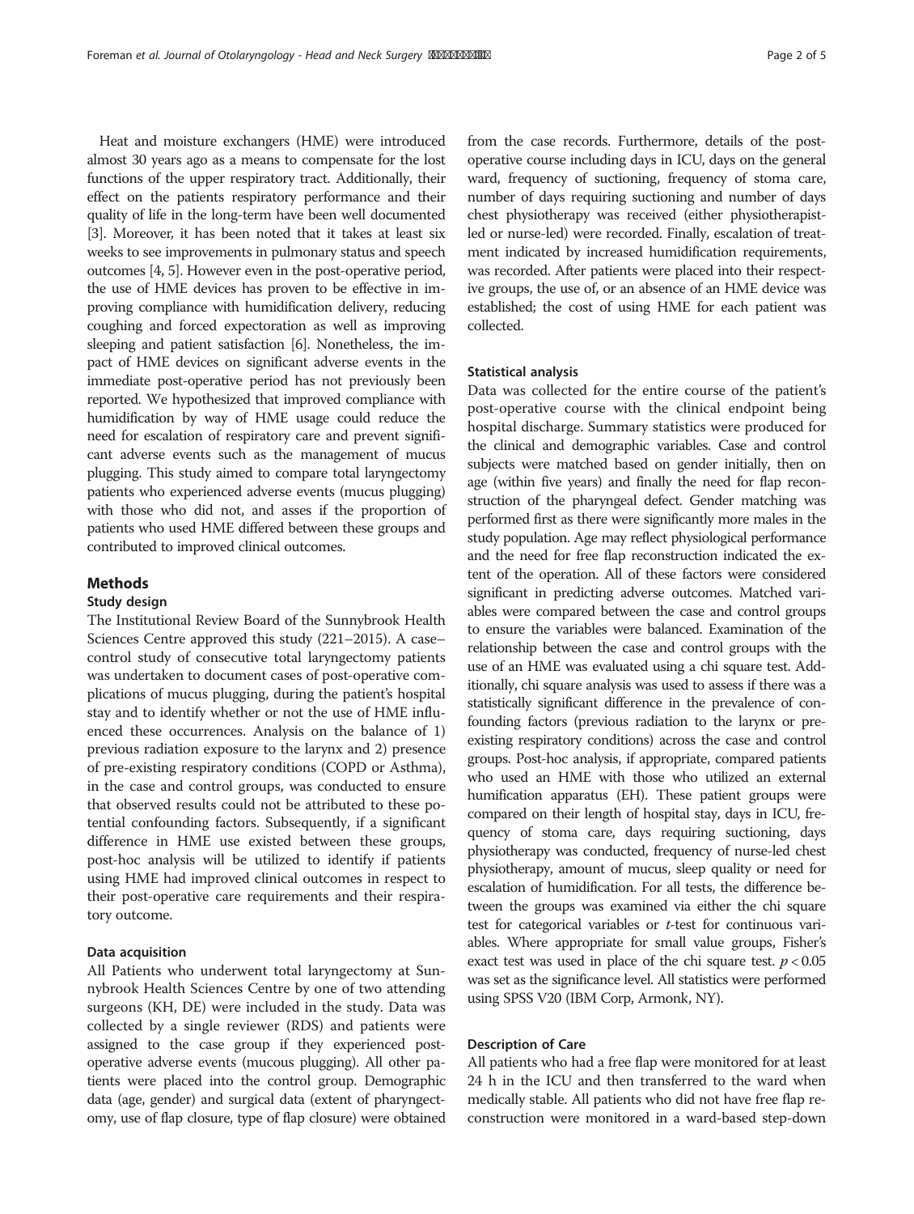Heat and moisture exchangers (HME) were introduced almost 30 years ago as a means to compensate for the lost functions of the upper respiratory tract. Additionally, their effect on the patients respiratory performance and their quality of life in the long-term have been well documented [3]. Moreover, it has been noted that it takes at least six weeks to see improvements in pulmonary status and speech outcomes [4, 5]. However even in the post-operative period, the use of HME devices has proven to be effective in improving compliance with humidification delivery, reducing coughing and forced expectoration as well as improving sleeping and patient satisfaction [6]. Nonetheless, the impact of HME devices on significant adverse events in the immediate post-operative period has not previously been reported. We hypothesized that improved compliance with humidification by way of HME usage could reduce the need for escalation of respiratory care and prevent significant adverse events such as the management of mucus plugging. This study aimed to compare total laryngectomy patients who experienced adverse events (mucus plugging) with those who did not, and asses if the proportion of patients who used HME differed between these groups and contributed to improved clinical outcomes.

## Methods

### Study design

The Institutional Review Board of the Sunnybrook Health Sciences Centre approved this study (221–2015). A case–control study of consecutive total laryngectomy patients was undertaken to document cases of post-operative complications of mucus plugging, during the patient's hospital stay and to identify whether or not the use of HME influenced these occurrences. Analysis on the balance of 1) previous radiation exposure to the larynx and 2) presence of pre-existing respiratory conditions (COPD or Asthma), in the case and control groups, was conducted to ensure that observed results could not be attributed to these potential confounding factors. Subsequently, if a significant difference in HME use existed between these groups, post-hoc analysis will be utilized to identify if patients using HME had improved clinical outcomes in respect to their post-operative care requirements and their respiratory outcome.

### Data acquisition

All Patients who underwent total laryngectomy at Sunnybrook Health Sciences Centre by one of two attending surgeons (KH, DE) were included in the study. Data was collected by a single reviewer (RDS) and patients were assigned to the case group if they experienced post-operative adverse events (mucous plugging). All other patients were placed into the control group. Demographic data (age, gender) and surgical data (extent of pharyngectomy, use of flap closure, type of flap closure) were obtained from the case records. Furthermore, details of the post-operative course including days in ICU, days on the general ward, frequency of suctioning, frequency of stoma care, number of days requiring suctioning and number of days chest physiotherapy was received (either physiotherapist-led or nurse-led) were recorded. Finally, escalation of treatment indicated by increased humidification requirements, was recorded. After patients were placed into their respective groups, the use of, or an absence of an HME device was established; the cost of using HME for each patient was collected.

### Statistical analysis

Data was collected for the entire course of the patient's post-operative course with the clinical endpoint being hospital discharge. Summary statistics were produced for the clinical and demographic variables. Case and control subjects were matched based on gender initially, then on age (within five years) and finally the need for flap reconstruction of the pharyngeal defect. Gender matching was performed first as there were significantly more males in the study population. Age may reflect physiological performance and the need for free flap reconstruction indicated the extent of the operation. All of these factors were considered significant in predicting adverse outcomes. Matched variables were compared between the case and control groups to ensure the variables were balanced. Examination of the relationship between the case and control groups with the use of an HME was evaluated using a chi square test. Additionally, chi square analysis was used to assess if there was a statistically significant difference in the prevalence of confounding factors (previous radiation to the larynx or pre-existing respiratory conditions) across the case and control groups. Post-hoc analysis, if appropriate, compared patients who used an HME with those who utilized an external humification apparatus (EH). These patient groups were compared on their length of hospital stay, days in ICU, frequency of stoma care, days requiring suctioning, days physiotherapy was conducted, frequency of nurse-led chest physiotherapy, amount of mucus, sleep quality or need for escalation of humidification. For all tests, the difference between the groups was examined via either the chi square test for categorical variables or *t*-test for continuous variables. Where appropriate for small value groups, Fisher's exact test was used in place of the chi square test. $p < 0.05$ was set as the significance level. All statistics were performed using SPSS V20 (IBM Corp, Armonk, NY).

### Description of Care

All patients who had a free flap were monitored for at least 24 h in the ICU and then transferred to the ward when medically stable. All patients who did not have free flap reconstruction were monitored in a ward-based step-down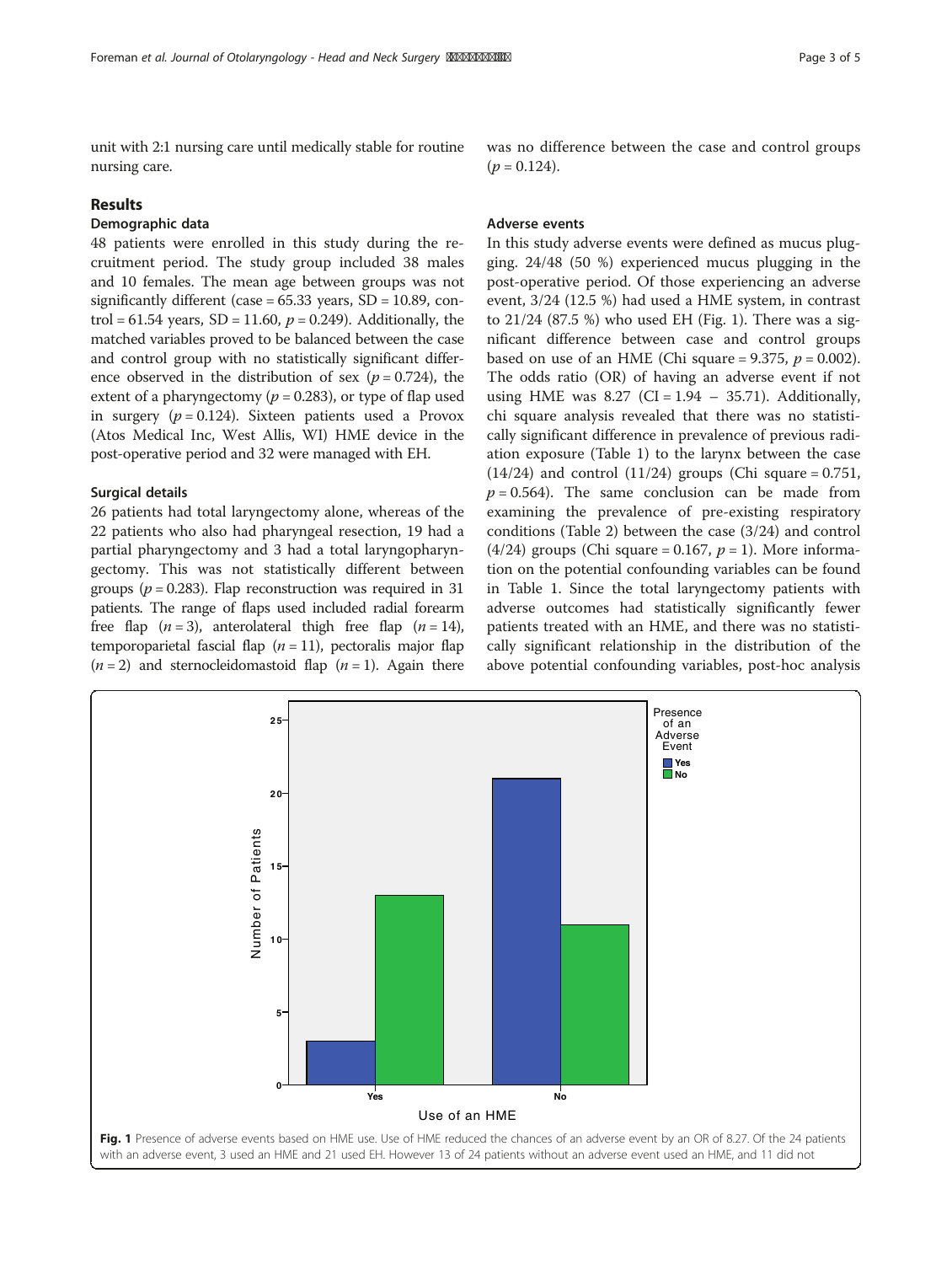unit with 2:1 nursing care until medically stable for routine nursing care.

## Results

### Demographic data

48 patients were enrolled in this study during the recruitment period. The study group included 38 males and 10 females. The mean age between groups was not significantly different (case = 65.33 years, SD = 10.89, control = 61.54 years, SD = 11.60, $p = 0.249$). Additionally, the matched variables proved to be balanced between the case and control group with no statistically significant difference observed in the distribution of sex ($p = 0.724$), the extent of a pharyngectomy ($p = 0.283$), or type of flap used in surgery ($p = 0.124$). Sixteen patients used a Provox (Atos Medical Inc, West Allis, WI) HME device in the post-operative period and 32 were managed with EH.

### Surgical details

26 patients had total laryngectomy alone, whereas of the 22 patients who also had pharyngeal resection, 19 had a partial pharyngectomy and 3 had a total laryngopharyngectomy. This was not statistically different between groups ($p = 0.283$). Flap reconstruction was required in 31 patients. The range of flaps used included radial forearm free flap ($n = 3$), anterolateral thigh free flap ($n = 14$), temporoparietal fascial flap ($n = 11$), pectoralis major flap ($n = 2$) and sternocleidomastoid flap ($n = 1$). Again there was no difference between the case and control groups ($p = 0.124$).

### Adverse events

In this study adverse events were defined as mucus plugging. 24/48 (50 %) experienced mucus plugging in the post-operative period. Of those experiencing an adverse event, 3/24 (12.5 %) had used a HME system, in contrast to 21/24 (87.5 %) who used EH (Fig. 1). There was a significant difference between case and control groups based on use of an HME (Chi square = 9.375, $p = 0.002$). The odds ratio (OR) of having an adverse event if not using HME was 8.27 (CI = 1.94 – 35.71). Additionally, chi square analysis revealed that there was no statistically significant difference in prevalence of previous radiation exposure (Table 1) to the larynx between the case (14/24) and control (11/24) groups (Chi square = 0.751, $p = 0.564$). The same conclusion can be made from examining the prevalence of pre-existing respiratory conditions (Table 2) between the case (3/24) and control (4/24) groups (Chi square = 0.167, $p = 1$). More information on the potential confounding variables can be found in Table 1. Since the total laryngectomy patients with adverse outcomes had statistically significantly fewer patients treated with an HME, and there was no statistically significant relationship in the distribution of the above potential confounding variables, post-hoc analysis

**Fig. 1** Presence of adverse events based on HME use. Use of HME reduced the chances of an adverse event by an OR of 8.27. Of the 24 patients with an adverse event, 3 used an HME and 21 used EH. However 13 of 24 patients without an adverse event used an HME, and 11 did not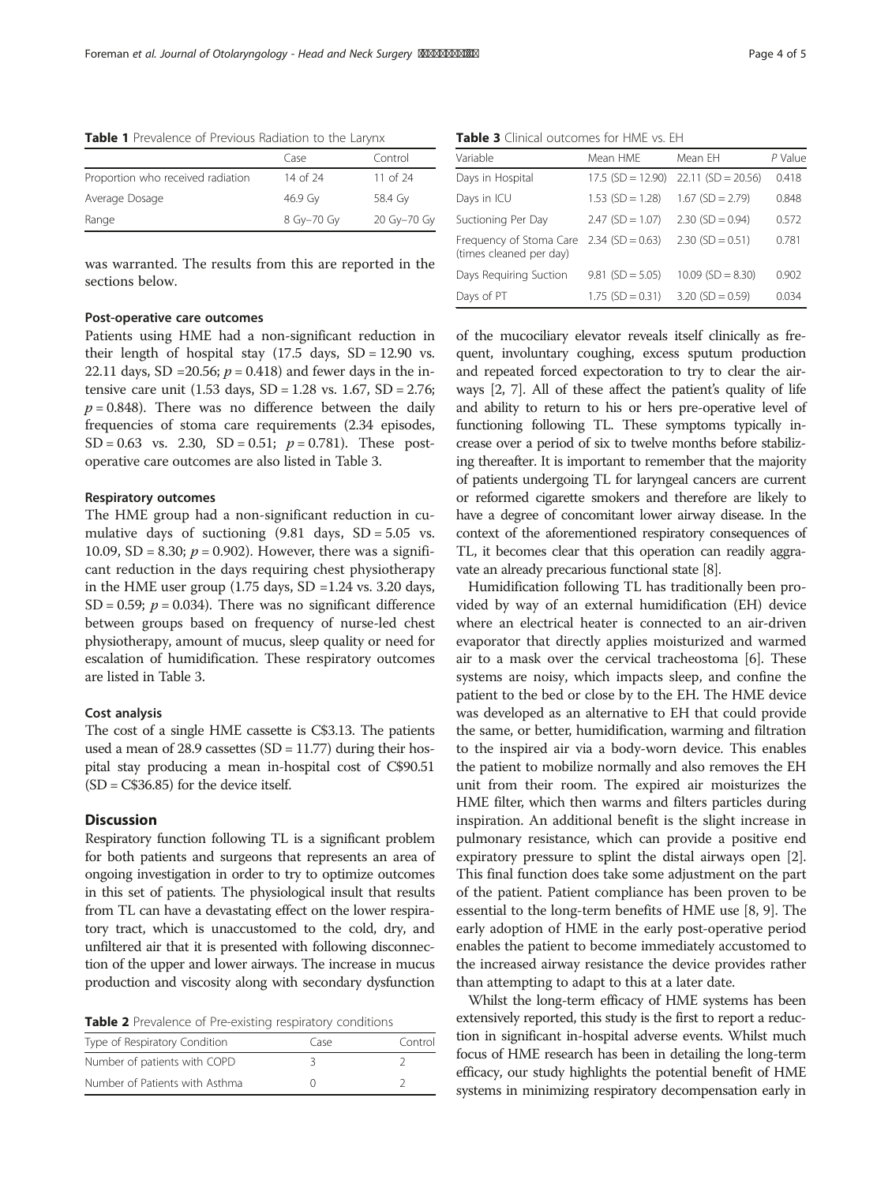**Table 1** Prevalence of Previous Radiation to the Larynx

| | Case | Control |
|---|---|---|
| Proportion who received radiation | 14 of 24 | 11 of 24 |
| Average Dosage | 46.9 Gy | 58.4 Gy |
| Range | 8 Gy–70 Gy | 20 Gy–70 Gy |

was warranted. The results from this are reported in the sections below.

#### Post-operative care outcomes

Patients using HME had a non-significant reduction in their length of hospital stay (17.5 days, SD = 12.90 vs. 22.11 days, SD =20.56; $p = 0.418$) and fewer days in the intensive care unit (1.53 days, SD = 1.28 vs. 1.67, SD = 2.76; $p = 0.848$). There was no difference between the daily frequencies of stoma care requirements (2.34 episodes, SD = 0.63 vs. 2.30, SD = 0.51; $p = 0.781$). These post-operative care outcomes are also listed in Table 3.

#### Respiratory outcomes

The HME group had a non-significant reduction in cumulative days of suctioning (9.81 days, SD = 5.05 vs. 10.09, SD = 8.30; $p = 0.902$). However, there was a significant reduction in the days requiring chest physiotherapy in the HME user group (1.75 days, SD =1.24 vs. 3.20 days, SD = 0.59; $p = 0.034$). There was no significant difference between groups based on frequency of nurse-led chest physiotherapy, amount of mucus, sleep quality or need for escalation of humidification. These respiratory outcomes are listed in Table 3.

#### Cost analysis

The cost of a single HME cassette is C$3.13. The patients used a mean of 28.9 cassettes (SD = 11.77) during their hospital stay producing a mean in-hospital cost of C$90.51 (SD = C$36.85) for the device itself.

## Discussion

Respiratory function following TL is a significant problem for both patients and surgeons that represents an area of ongoing investigation in order to try to optimize outcomes in this set of patients. The physiological insult that results from TL can have a devastating effect on the lower respiratory tract, which is unaccustomed to the cold, dry, and unfiltered air that it is presented with following disconnection of the upper and lower airways. The increase in mucus production and viscosity along with secondary dysfunction

**Table 2** Prevalence of Pre-existing respiratory conditions

| Type of Respiratory Condition | Case | Control |
|---|---|---|
| Number of patients with COPD | 3 | 2 |
| Number of Patients with Asthma | 0 | 2 |

**Table 3** Clinical outcomes for HME vs. EH

| Variable | Mean HME | Mean EH | *P* Value |
|---|---|---|---|
| Days in Hospital | 17.5 (SD = 12.90) | 22.11 (SD = 20.56) | 0.418 |
| Days in ICU | 1.53 (SD = 1.28) | 1.67 (SD = 2.79) | 0.848 |
| Suctioning Per Day | 2.47 (SD = 1.07) | 2.30 (SD = 0.94) | 0.572 |
| Frequency of Stoma Care (times cleaned per day) | 2.34 (SD = 0.63) | 2.30 (SD = 0.51) | 0.781 |
| Days Requiring Suction | 9.81 (SD = 5.05) | 10.09 (SD = 8.30) | 0.902 |
| Days of PT | 1.75 (SD = 0.31) | 3.20 (SD = 0.59) | 0.034 |

of the mucociliary elevator reveals itself clinically as frequent, involuntary coughing, excess sputum production and repeated forced expectoration to try to clear the airways [2, 7]. All of these affect the patient's quality of life and ability to return to his or hers pre-operative level of functioning following TL. These symptoms typically increase over a period of six to twelve months before stabilizing thereafter. It is important to remember that the majority of patients undergoing TL for laryngeal cancers are current or reformed cigarette smokers and therefore are likely to have a degree of concomitant lower airway disease. In the context of the aforementioned respiratory consequences of TL, it becomes clear that this operation can readily aggravate an already precarious functional state [8].

Humidification following TL has traditionally been provided by way of an external humidification (EH) device where an electrical heater is connected to an air-driven evaporator that directly applies moisturized and warmed air to a mask over the cervical tracheostoma [6]. These systems are noisy, which impacts sleep, and confine the patient to the bed or close by to the EH. The HME device was developed as an alternative to EH that could provide the same, or better, humidification, warming and filtration to the inspired air via a body-worn device. This enables the patient to mobilize normally and also removes the EH unit from their room. The expired air moisturizes the HME filter, which then warms and filters particles during inspiration. An additional benefit is the slight increase in pulmonary resistance, which can provide a positive end expiratory pressure to splint the distal airways open [2]. This final function does take some adjustment on the part of the patient. Patient compliance has been proven to be essential to the long-term benefits of HME use [8, 9]. The early adoption of HME in the early post-operative period enables the patient to become immediately accustomed to the increased airway resistance the device provides rather than attempting to adapt to this at a later date.

Whilst the long-term efficacy of HME systems has been extensively reported, this study is the first to report a reduction in significant in-hospital adverse events. Whilst much focus of HME research has been in detailing the long-term efficacy, our study highlights the potential benefit of HME systems in minimizing respiratory decompensation early in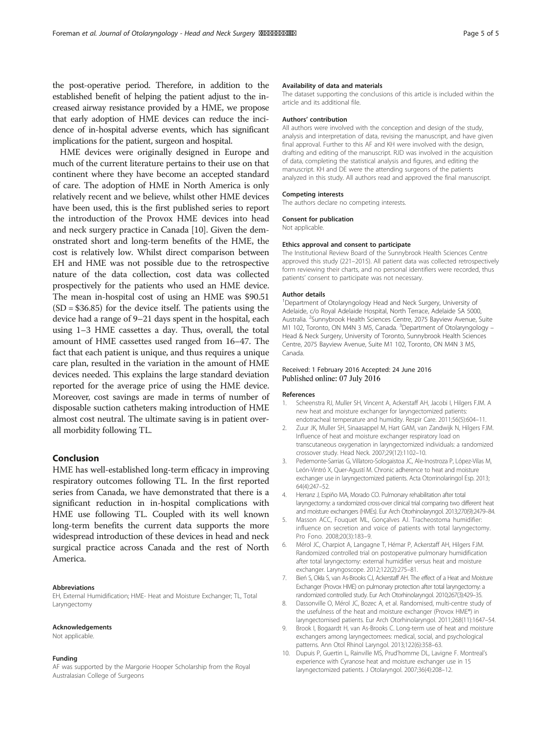the post-operative period. Therefore, in addition to the established benefit of helping the patient adjust to the increased airway resistance provided by a HME, we propose that early adoption of HME devices can reduce the incidence of in-hospital adverse events, which has significant implications for the patient, surgeon and hospital.

HME devices were originally designed in Europe and much of the current literature pertains to their use on that continent where they have become an accepted standard of care. The adoption of HME in North America is only relatively recent and we believe, whilst other HME devices have been used, this is the first published series to report the introduction of the Provox HME devices into head and neck surgery practice in Canada [10]. Given the demonstrated short and long-term benefits of the HME, the cost is relatively low. Whilst direct comparison between EH and HME was not possible due to the retrospective nature of the data collection, cost data was collected prospectively for the patients who used an HME device. The mean in-hospital cost of using an HME was $90.51 (SD = $36.85) for the device itself. The patients using the device had a range of 9–21 days spent in the hospital, each using 1–3 HME cassettes a day. Thus, overall, the total amount of HME cassettes used ranged from 16–47. The fact that each patient is unique, and thus requires a unique care plan, resulted in the variation in the amount of HME devices needed. This explains the large standard deviation reported for the average price of using the HME device. Moreover, cost savings are made in terms of number of disposable suction catheters making introduction of HME almost cost neutral. The ultimate saving is in patient overall morbidity following TL.

## Conclusion

HME has well-established long-term efficacy in improving respiratory outcomes following TL. In the first reported series from Canada, we have demonstrated that there is a significant reduction in in-hospital complications with HME use following TL. Coupled with its well known long-term benefits the current data supports the more widespread introduction of these devices in head and neck surgical practice across Canada and the rest of North America.

#### Abbreviations

EH, External Humidification; HME- Heat and Moisture Exchanger; TL, Total Laryngectomy

#### Acknowledgements

Not applicable.

#### Funding

AF was supported by the Margorie Hooper Scholarship from the Royal Australasian College of Surgeons

#### Availability of data and materials

The dataset supporting the conclusions of this article is included within the article and its additional file.

#### Authors' contribution

All authors were involved with the conception and design of the study, analysis and interpretation of data, revising the manuscript, and have given final approval. Further to this AF and KH were involved with the design, drafting and editing of the manuscript. RJD was involved in the acquisition of data, completing the statistical analysis and figures, and editing the manuscript. KH and DE were the attending surgeons of the patients analyzed in this study. All authors read and approved the final manuscript.

#### Competing interests

The authors declare no competing interests.

#### Consent for publication

Not applicable.

#### Ethics approval and consent to participate

The Institutional Review Board of the Sunnybrook Health Sciences Centre approved this study (221–2015). All patient data was collected retrospectively form reviewing their charts, and no personal identifiers were recorded, thus patients' consent to participate was not necessary.

#### Author details

[1]Department of Otolaryngology Head and Neck Surgery, University of Adelaide, c/o Royal Adelaide Hospital, North Terrace, Adelaide SA 5000, Australia. [2]Sunnybrook Health Sciences Centre, 2075 Bayview Avenue, Suite M1 102, Toronto, ON M4N 3 M5, Canada. [3]Department of Otolaryngology – Head & Neck Surgery, University of Toronto, Sunnybrook Health Sciences Centre, 2075 Bayview Avenue, Suite M1 102, Toronto, ON M4N 3 M5, Canada.

Received: 1 February 2016 Accepted: 24 June 2016
Published online: 07 July 2016

#### References

1. Scheenstra RJ, Muller SH, Vincent A, Ackerstaff AH, Jacobi I, Hilgers FJM. A new heat and moisture exchanger for laryngectomized patients: endotracheal temperature and humidity. Respir Care. 2011;56(5):604–11.
2. Zuur JK, Muller SH, Sinaasappel M, Hart GAM, van Zandwijk N, Hilgers FJM. Influence of heat and moisture exchanger respiratory load on transcutaneous oxygenation in laryngectomized individuals: a randomized crossover study. Head Neck. 2007;29(12):1102–10.
3. Pedemonte-Sarrias G, Villatoro-Sologaistoa JC, Ale-Inostroza P, López-Vilas M, León-Vintró X, Quer-Agustí M. Chronic adherence to heat and moisture exchanger use in laryngectomized patients. Acta Otorrinolaringol Esp. 2013;64(4):247–52.
4. Herranz J, Espiño MA, Morado CO. Pulmonary rehabilitation after total laryngectomy: a randomized cross-over clinical trial comparing two different heat and moisture exchangers (HMEs). Eur Arch Otorhinolaryngol. 2013;270(9):2479–84.
5. Masson ACC, Fouquet ML, Gonçalves AJ. Tracheostoma humidifier: influence on secretion and voice of patients with total laryngectomy. Pro Fono. 2008;20(3):183–9.
6. Mérol JC, Charpiot A, Langagne T, Hémar P, Ackerstaff AH, Hilgers FJM. Randomized controlled trial on postoperative pulmonary humidification after total laryngectomy: external humidifier versus heat and moisture exchanger. Laryngoscope. 2012;122(2):275–81.
7. Bień S, Okła S, van As-Brooks CJ, Ackerstaff AH. The effect of a Heat and Moisture Exchanger (Provox HME) on pulmonary protection after total laryngectomy: a randomized controlled study. Eur Arch Otorhinolaryngol. 2010;267(3):429–35.
8. Dassonville O, Mérol JC, Bozec A, et al. Randomised, multi-centre study of the usefulness of the heat and moisture exchanger (Provox HME®) in laryngectomised patients. Eur Arch Otorhinolaryngol. 2011;268(11):1647–54.
9. Brook I, Bogaardt H, van As-Brooks C. Long-term use of heat and moisture exchangers among laryngectomees: medical, social, and psychological patterns. Ann Otol Rhinol Laryngol. 2013;122(6):358–63.
10. Dupuis P, Guertin L, Rainville MS, Prud'homme DL, Lavigne F. Montreal's experience with Cyranose heat and moisture exchanger use in 15 laryngectomized patients. J Otolaryngol. 2007;36(4):208–12.